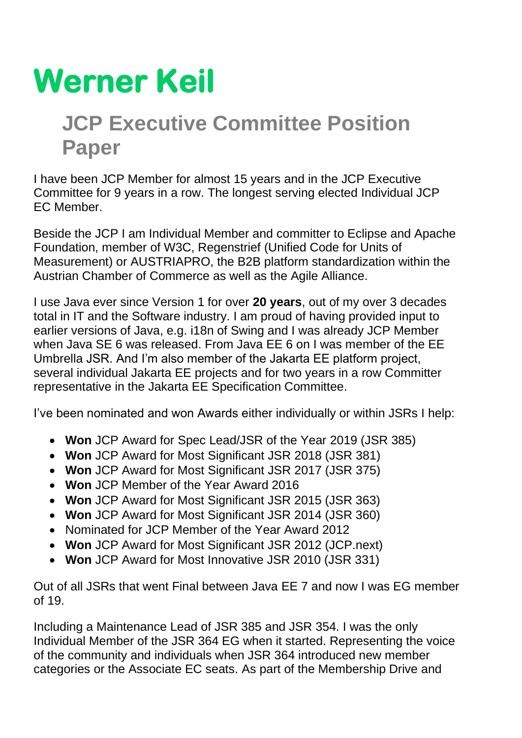# Werner Keil

## JCP Executive Committee Position Paper

I have been JCP Member for almost 15 years and in the JCP Executive Committee for 9 years in a row. The longest serving elected Individual JCP EC Member.

Beside the JCP I am Individual Member and committer to Eclipse and Apache Foundation, member of W3C, Regenstrief (Unified Code for Units of Measurement) or AUSTRIAPRO, the B2B platform standardization within the Austrian Chamber of Commerce as well as the Agile Alliance.

I use Java ever since Version 1 for over **20 years**, out of my over 3 decades total in IT and the Software industry. I am proud of having provided input to earlier versions of Java, e.g. i18n of Swing and I was already JCP Member when Java SE 6 was released. From Java EE 6 on I was member of the EE Umbrella JSR. And I'm also member of the Jakarta EE platform project, several individual Jakarta EE projects and for two years in a row Committer representative in the Jakarta EE Specification Committee.

I've been nominated and won Awards either individually or within JSRs I help:

- **Won** JCP Award for Spec Lead/JSR of the Year 2019 (JSR 385)
- **Won** JCP Award for Most Significant JSR 2018 (JSR 381)
- **Won** JCP Award for Most Significant JSR 2017 (JSR 375)
- **Won** JCP Member of the Year Award 2016
- **Won** JCP Award for Most Significant JSR 2015 (JSR 363)
- **Won** JCP Award for Most Significant JSR 2014 (JSR 360)
- Nominated for JCP Member of the Year Award 2012
- **Won** JCP Award for Most Significant JSR 2012 (JCP.next)
- **Won** JCP Award for Most Innovative JSR 2010 (JSR 331)

Out of all JSRs that went Final between Java EE 7 and now I was EG member of 19.

Including a Maintenance Lead of JSR 385 and JSR 354. I was the only Individual Member of the JSR 364 EG when it started. Representing the voice of the community and individuals when JSR 364 introduced new member categories or the Associate EC seats. As part of the Membership Drive and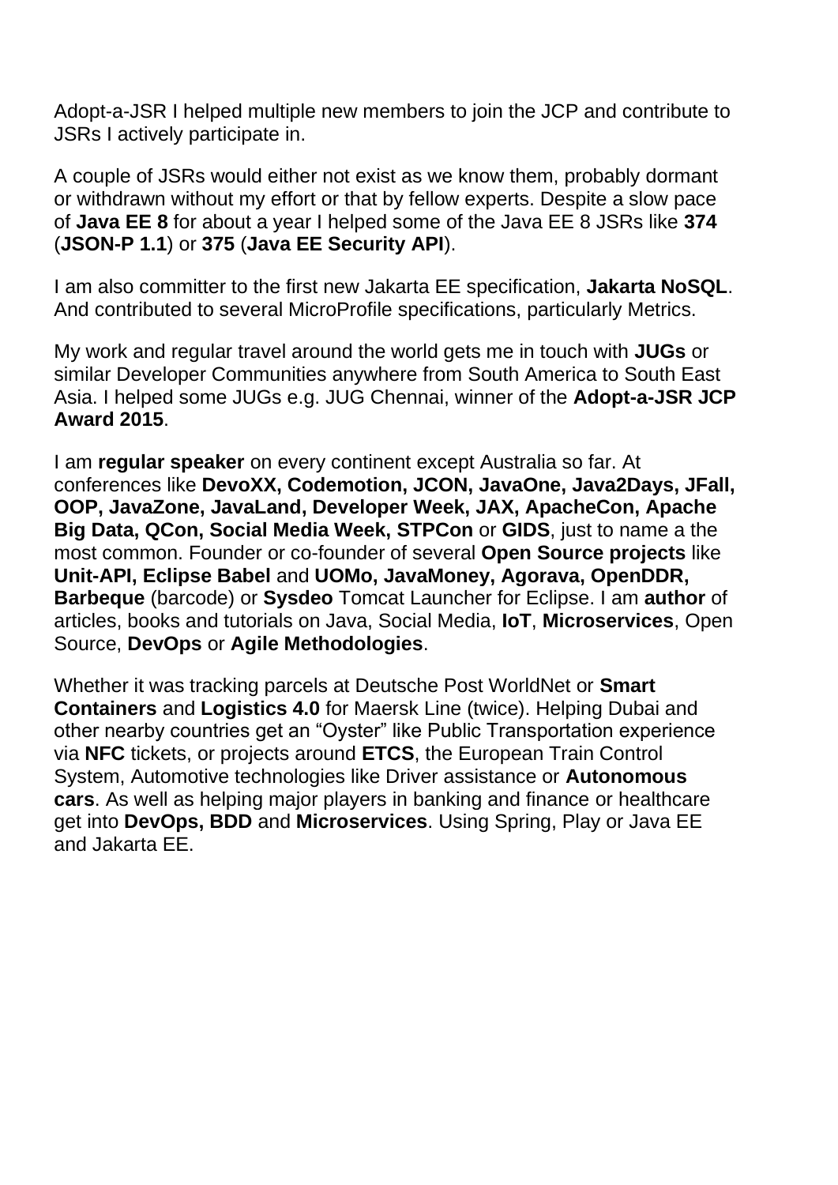Adopt-a-JSR I helped multiple new members to join the JCP and contribute to JSRs I actively participate in.

A couple of JSRs would either not exist as we know them, probably dormant or withdrawn without my effort or that by fellow experts. Despite a slow pace of **Java EE 8** for about a year I helped some of the Java EE 8 JSRs like **374** (**JSON-P 1.1**) or **375** (**Java EE Security API**).

I am also committer to the first new Jakarta EE specification, **Jakarta NoSQL**. And contributed to several MicroProfile specifications, particularly Metrics.

My work and regular travel around the world gets me in touch with **JUGs** or similar Developer Communities anywhere from South America to South East Asia. I helped some JUGs e.g. JUG Chennai, winner of the **Adopt-a-JSR JCP Award 2015**.

I am **regular speaker** on every continent except Australia so far. At conferences like **DevoXX, Codemotion, JCON, JavaOne, Java2Days, JFall, OOP, JavaZone, JavaLand, Developer Week, JAX, ApacheCon, Apache Big Data, QCon, Social Media Week, STPCon** or **GIDS**, just to name a the most common. Founder or co-founder of several **Open Source projects** like **Unit-API, Eclipse Babel** and **UOMo, JavaMoney, Agorava, OpenDDR, Barbeque** (barcode) or **Sysdeo** Tomcat Launcher for Eclipse. I am **author** of articles, books and tutorials on Java, Social Media, **IoT**, **Microservices**, Open Source, **DevOps** or **Agile Methodologies**.

Whether it was tracking parcels at Deutsche Post WorldNet or **Smart Containers** and **Logistics 4.0** for Maersk Line (twice). Helping Dubai and other nearby countries get an "Oyster" like Public Transportation experience via **NFC** tickets, or projects around **ETCS**, the European Train Control System, Automotive technologies like Driver assistance or **Autonomous cars**. As well as helping major players in banking and finance or healthcare get into **DevOps, BDD** and **Microservices**. Using Spring, Play or Java EE and Jakarta EE.